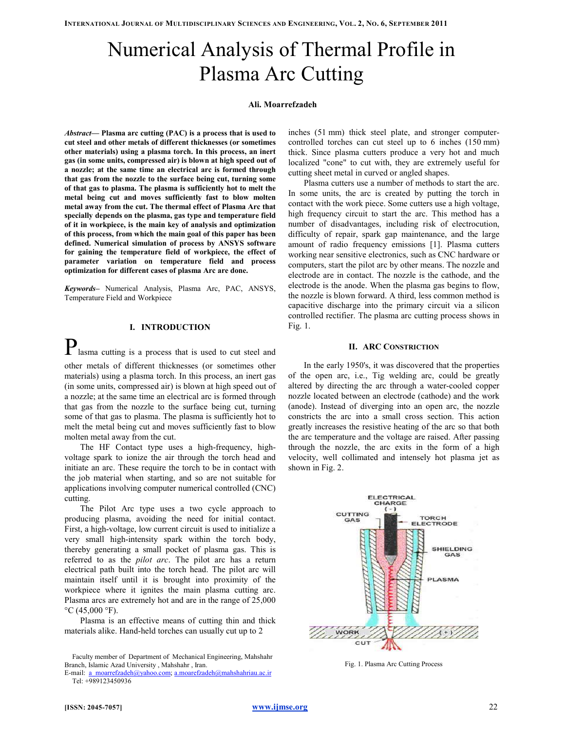# Numerical Analysis of Thermal Profile in Plasma Arc Cutting

**Ali. Moarrefzadeh**

***Abstract*— Plasma arc cutting (PAC) is a process that is used to cut steel and other metals of different thicknesses (or sometimes other materials) using a plasma torch. In this process, an inert gas (in some units, compressed air) is blown at high speed out of a nozzle; at the same time an electrical arc is formed through that gas from the nozzle to the surface being cut, turning some of that gas to plasma. The plasma is sufficiently hot to melt the metal being cut and moves sufficiently fast to blow molten metal away from the cut. The thermal effect of Plasma Arc that specially depends on the plasma, gas type and temperature field of it in workpiece, is the main key of analysis and optimization of this process, from which the main goal of this paper has been defined. Numerical simulation of process by ANSYS software for gaining the temperature field of workpiece, the effect of parameter variation on temperature field and process optimization for different cases of plasma Arc are done.**

***Keywords*–** Numerical Analysis, Plasma Arc, PAC, ANSYS, Temperature Field and Workpiece

## I. INTRODUCTION

Plasma cutting is a process that is used to cut steel and other metals of different thicknesses (or sometimes other materials) using a plasma torch. In this process, an inert gas (in some units, compressed air) is blown at high speed out of a nozzle; at the same time an electrical arc is formed through that gas from the nozzle to the surface being cut, turning some of that gas to plasma. The plasma is sufficiently hot to melt the metal being cut and moves sufficiently fast to blow molten metal away from the cut.

The HF Contact type uses a high-frequency, high-voltage spark to ionize the air through the torch head and initiate an arc. These require the torch to be in contact with the job material when starting, and so are not suitable for applications involving computer numerical controlled (CNC) cutting.

The Pilot Arc type uses a two cycle approach to producing plasma, avoiding the need for initial contact. First, a high-voltage, low current circuit is used to initialize a very small high-intensity spark within the torch body, thereby generating a small pocket of plasma gas. This is referred to as the *pilot arc*. The pilot arc has a return electrical path built into the torch head. The pilot arc will maintain itself until it is brought into proximity of the workpiece where it ignites the main plasma cutting arc. Plasma arcs are extremely hot and are in the range of 25,000 °C (45,000 °F).

Plasma is an effective means of cutting thin and thick materials alike. Hand-held torches can usually cut up to 2 inches (51 mm) thick steel plate, and stronger computer-controlled torches can cut steel up to 6 inches (150 mm) thick. Since plasma cutters produce a very hot and much localized "cone" to cut with, they are extremely useful for cutting sheet metal in curved or angled shapes.

Plasma cutters use a number of methods to start the arc. In some units, the arc is created by putting the torch in contact with the work piece. Some cutters use a high voltage, high frequency circuit to start the arc. This method has a number of disadvantages, including risk of electrocution, difficulty of repair, spark gap maintenance, and the large amount of radio frequency emissions [1]. Plasma cutters working near sensitive electronics, such as CNC hardware or computers, start the pilot arc by other means. The nozzle and electrode are in contact. The nozzle is the cathode, and the electrode is the anode. When the plasma gas begins to flow, the nozzle is blown forward. A third, less common method is capacitive discharge into the primary circuit via a silicon controlled rectifier. The plasma arc cutting process shows in Fig. 1.

## II. ARC CONSTRICTION

In the early 1950's, it was discovered that the properties of the open arc, i.e., Tig welding arc, could be greatly altered by directing the arc through a water-cooled copper nozzle located between an electrode (cathode) and the work (anode). Instead of diverging into an open arc, the nozzle constricts the arc into a small cross section. This action greatly increases the resistive heating of the arc so that both the arc temperature and the voltage are raised. After passing through the nozzle, the arc exits in the form of a high velocity, well collimated and intensely hot plasma jet as shown in Fig. 2.

Fig. 1. Plasma Arc Cutting Process

Faculty member of Department of Mechanical Engineering, Mahshahr Branch, Islamic Azad University , Mahshahr , Iran.
E-mail: a_moarrefzadeh@yahoo.com; a.moarefzadeh@mahshahriau.ac.ir
Tel: +989123450936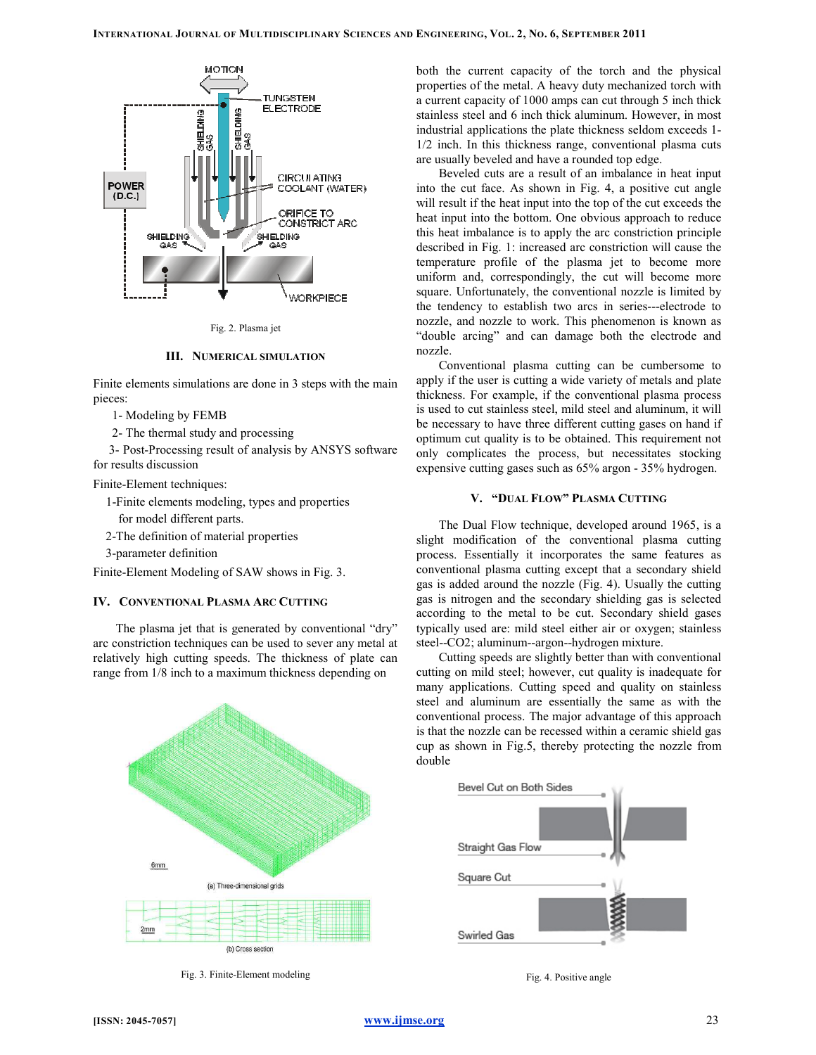Fig. 2. Plasma jet

## III. Numerical Simulation

Finite elements simulations are done in 3 steps with the main pieces:

1- Modeling by FEMB

2- The thermal study and processing

3- Post-Processing result of analysis by ANSYS software for results discussion

Finite-Element techniques:

1-Finite elements modeling, types and properties for model different parts.

2-The definition of material properties

3-parameter definition

Finite-Element Modeling of SAW shows in Fig. 3.

## IV. Conventional Plasma Arc Cutting

The plasma jet that is generated by conventional "dry" arc constriction techniques can be used to sever any metal at relatively high cutting speeds. The thickness of plate can range from 1/8 inch to a maximum thickness depending on both the current capacity of the torch and the physical properties of the metal. A heavy duty mechanized torch with a current capacity of 1000 amps can cut through 5 inch thick stainless steel and 6 inch thick aluminum. However, in most industrial applications the plate thickness seldom exceeds 1-1/2 inch. In this thickness range, conventional plasma cuts are usually beveled and have a rounded top edge.

Fig. 3. Finite-Element modeling

Beveled cuts are a result of an imbalance in heat input into the cut face. As shown in Fig. 4, a positive cut angle will result if the heat input into the top of the cut exceeds the heat input into the bottom. One obvious approach to reduce this heat imbalance is to apply the arc constriction principle described in Fig. 1: increased arc constriction will cause the temperature profile of the plasma jet to become more uniform and, correspondingly, the cut will become more square. Unfortunately, the conventional nozzle is limited by the tendency to establish two arcs in series---electrode to nozzle, and nozzle to work. This phenomenon is known as "double arcing" and can damage both the electrode and nozzle.

Conventional plasma cutting can be cumbersome to apply if the user is cutting a wide variety of metals and plate thickness. For example, if the conventional plasma process is used to cut stainless steel, mild steel and aluminum, it will be necessary to have three different cutting gases on hand if optimum cut quality is to be obtained. This requirement not only complicates the process, but necessitates stocking expensive cutting gases such as 65% argon - 35% hydrogen.

## V. "Dual Flow" Plasma Cutting

The Dual Flow technique, developed around 1965, is a slight modification of the conventional plasma cutting process. Essentially it incorporates the same features as conventional plasma cutting except that a secondary shield gas is added around the nozzle (Fig. 4). Usually the cutting gas is nitrogen and the secondary shielding gas is selected according to the metal to be cut. Secondary shield gases typically used are: mild steel either air or oxygen; stainless steel--$CO_2$; aluminum--argon--hydrogen mixture.

Cutting speeds are slightly better than with conventional cutting on mild steel; however, cut quality is inadequate for many applications. Cutting speed and quality on stainless steel and aluminum are essentially the same as with the conventional process. The major advantage of this approach is that the nozzle can be recessed within a ceramic shield gas cup as shown in Fig.5, thereby protecting the nozzle from double

Fig. 4. Positive angle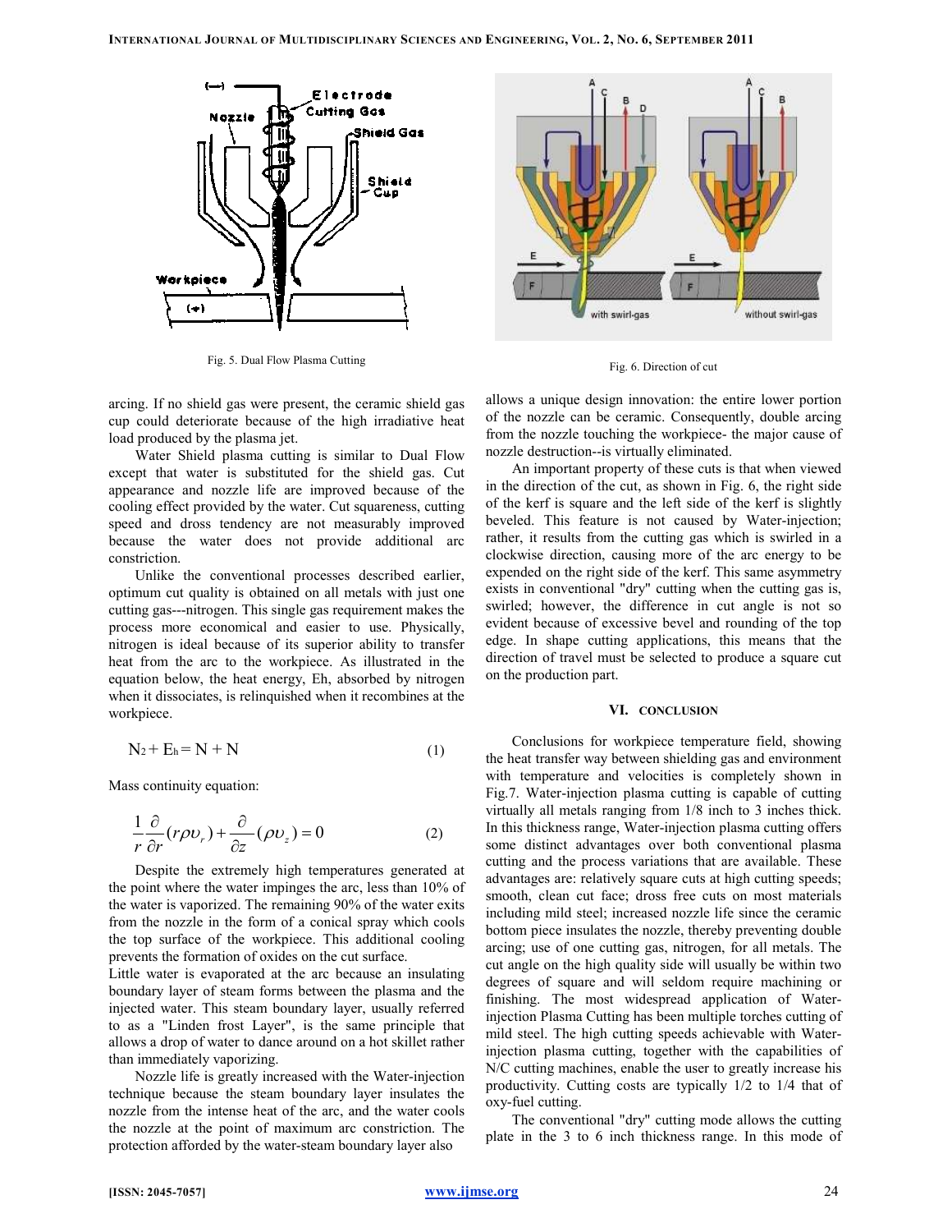Fig. 5. Dual Flow Plasma Cutting

Fig. 6. Direction of cut

arcing. If no shield gas were present, the ceramic shield gas cup could deteriorate because of the high irradiative heat load produced by the plasma jet.

Water Shield plasma cutting is similar to Dual Flow except that water is substituted for the shield gas. Cut appearance and nozzle life are improved because of the cooling effect provided by the water. Cut squareness, cutting speed and dross tendency are not measurably improved because the water does not provide additional arc constriction.

Unlike the conventional processes described earlier, optimum cut quality is obtained on all metals with just one cutting gas---nitrogen. This single gas requirement makes the process more economical and easier to use. Physically, nitrogen is ideal because of its superior ability to transfer heat from the arc to the workpiece. As illustrated in the equation below, the heat energy, Eh, absorbed by nitrogen when it dissociates, is relinquished when it recombines at the workpiece.

$$N_2 + E_h = N + N \tag{1}$$

Mass continuity equation:

$$\frac{1}{r}\frac{\partial}{\partial r}(r\rho\upsilon_r) + \frac{\partial}{\partial z}(\rho\upsilon_z) = 0 \tag{2}$$

Despite the extremely high temperatures generated at the point where the water impinges the arc, less than 10% of the water is vaporized. The remaining 90% of the water exits from the nozzle in the form of a conical spray which cools the top surface of the workpiece. This additional cooling prevents the formation of oxides on the cut surface.

Little water is evaporated at the arc because an insulating boundary layer of steam forms between the plasma and the injected water. This steam boundary layer, usually referred to as a "Linden frost Layer", is the same principle that allows a drop of water to dance around on a hot skillet rather than immediately vaporizing.

Nozzle life is greatly increased with the Water-injection technique because the steam boundary layer insulates the nozzle from the intense heat of the arc, and the water cools the nozzle at the point of maximum arc constriction. The protection afforded by the water-steam boundary layer also allows a unique design innovation: the entire lower portion of the nozzle can be ceramic. Consequently, double arcing from the nozzle touching the workpiece- the major cause of nozzle destruction--is virtually eliminated.

An important property of these cuts is that when viewed in the direction of the cut, as shown in Fig. 6, the right side of the kerf is square and the left side of the kerf is slightly beveled. This feature is not caused by Water-injection; rather, it results from the cutting gas which is swirled in a clockwise direction, causing more of the arc energy to be expended on the right side of the kerf. This same asymmetry exists in conventional "dry" cutting when the cutting gas is, swirled; however, the difference in cut angle is not so evident because of excessive bevel and rounding of the top edge. In shape cutting applications, this means that the direction of travel must be selected to produce a square cut on the production part.

## VI. CONCLUSION

Conclusions for workpiece temperature field, showing the heat transfer way between shielding gas and environment with temperature and velocities is completely shown in Fig.7. Water-injection plasma cutting is capable of cutting virtually all metals ranging from 1/8 inch to 3 inches thick. In this thickness range, Water-injection plasma cutting offers some distinct advantages over both conventional plasma cutting and the process variations that are available. These advantages are: relatively square cuts at high cutting speeds; smooth, clean cut face; dross free cuts on most materials including mild steel; increased nozzle life since the ceramic bottom piece insulates the nozzle, thereby preventing double arcing; use of one cutting gas, nitrogen, for all metals. The cut angle on the high quality side will usually be within two degrees of square and will seldom require machining or finishing. The most widespread application of Water-injection Plasma Cutting has been multiple torches cutting of mild steel. The high cutting speeds achievable with Water-injection plasma cutting, together with the capabilities of N/C cutting machines, enable the user to greatly increase his productivity. Cutting costs are typically 1/2 to 1/4 that of oxy-fuel cutting.

The conventional "dry" cutting mode allows the cutting plate in the 3 to 6 inch thickness range. In this mode of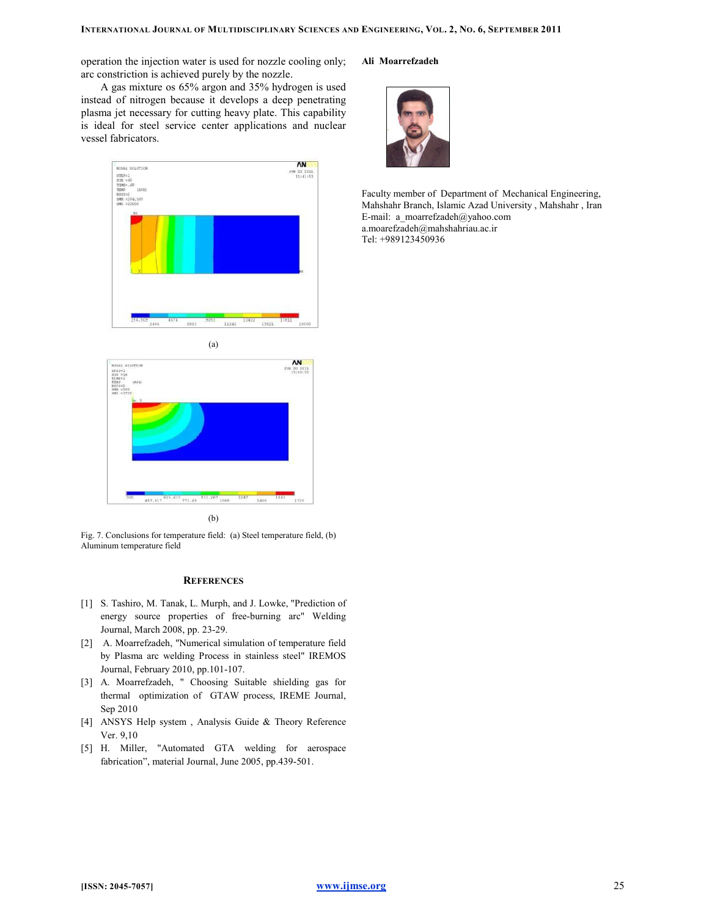operation the injection water is used for nozzle cooling only; arc constriction is achieved purely by the nozzle.

A gas mixture os 65% argon and 35% hydrogen is used instead of nitrogen because it develops a deep penetrating plasma jet necessary for cutting heavy plate. This capability is ideal for steel service center applications and nuclear vessel fabricators.

NODAL SOLUTION
STEP=1
SUB =10
TIME=.49
TEMP (AVG)
RSYS=0
SMN =294.509
SMX =20000

294.509 2484 4674 6863 9053 11242 13432 15621 17811 20000

(a)

NODAL SOLUTION
STEP=1
SUB =36
TIME=1
TEMP (AVG)
RSYS=0
SMN =300
SMX =1720

300 457.817 615.633 773.45 931.267 1089 1247 1405 1563 1720

(b)

Fig. 7. Conclusions for temperature field: (a) Steel temperature field, (b) Aluminum temperature field

## References

[1] S. Tashiro, M. Tanak, L. Murph, and J. Lowke, "Prediction of energy source properties of free-burning arc" Welding Journal, March 2008, pp. 23-29.

[2] A. Moarrefzadeh, "Numerical simulation of temperature field by Plasma arc welding Process in stainless steel" IREMOS Journal, February 2010, pp.101-107.

[3] A. Moarrefzadeh, " Choosing Suitable shielding gas for thermal optimization of GTAW process, IREME Journal, Sep 2010

[4] ANSYS Help system , Analysis Guide & Theory Reference Ver. 9,10

[5] H. Miller, "Automated GTA welding for aerospace fabrication", material Journal, June 2005, pp.439-501.

**Ali Moarrefzadeh**

Faculty member of Department of Mechanical Engineering, Mahshahr Branch, Islamic Azad University , Mahshahr , Iran
E-mail: a_moarrefzadeh@yahoo.com
a.moarefzadeh@mahshahriau.ac.ir
Tel: +989123450936